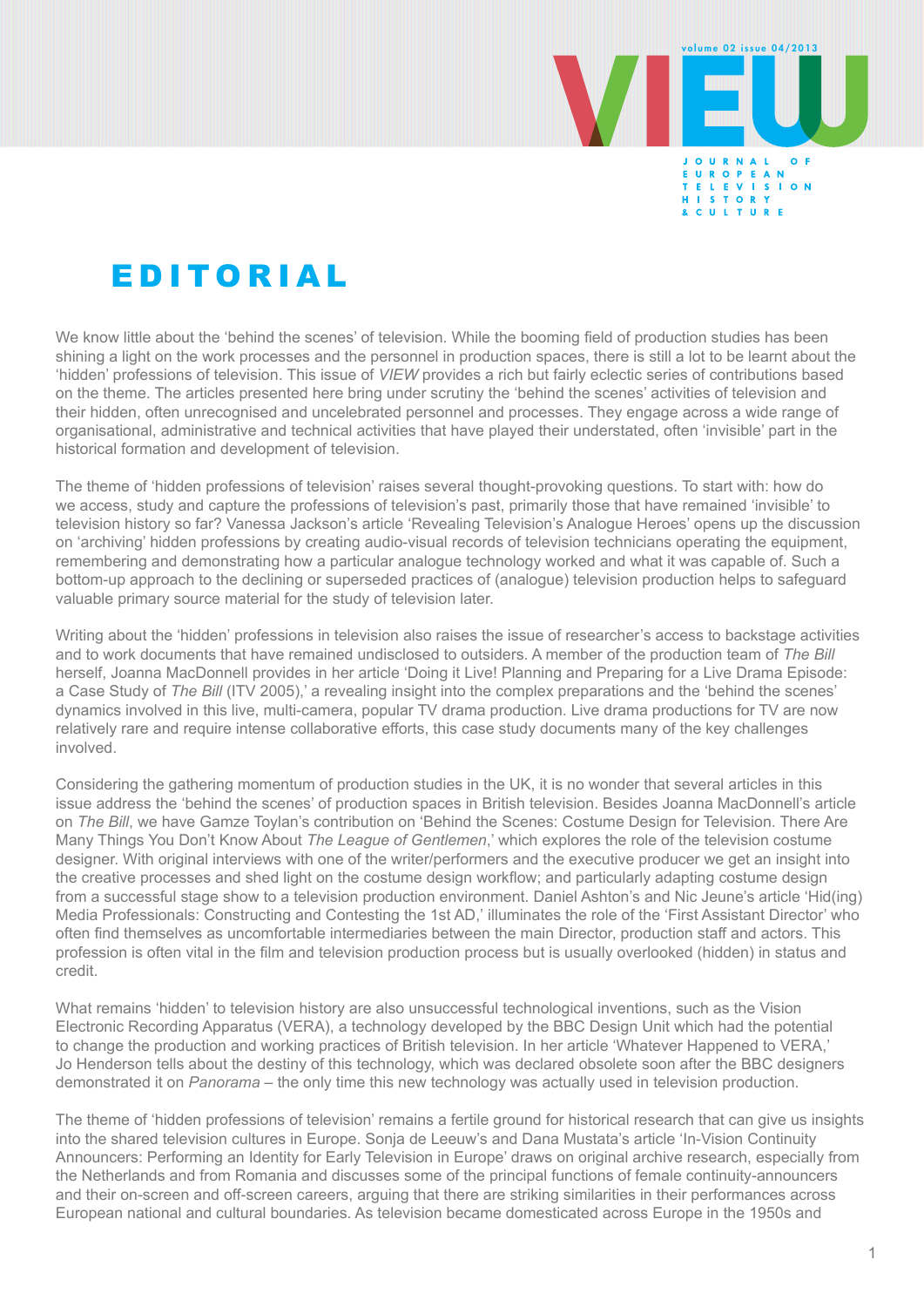# EDITORIAL

We know little about the 'behind the scenes' of television. While the booming field of production studies has been shining a light on the work processes and the personnel in production spaces, there is still a lot to be learnt about the 'hidden' professions of television. This issue of *VIEW* provides a rich but fairly eclectic series of contributions based on the theme. The articles presented here bring under scrutiny the 'behind the scenes' activities of television and their hidden, often unrecognised and uncelebrated personnel and processes. They engage across a wide range of organisational, administrative and technical activities that have played their understated, often 'invisible' part in the historical formation and development of television.

The theme of 'hidden professions of television' raises several thought-provoking questions. To start with: how do we access, study and capture the professions of television's past, primarily those that have remained 'invisible' to television history so far? Vanessa Jackson's article 'Revealing Television's Analogue Heroes' opens up the discussion on 'archiving' hidden professions by creating audio-visual records of television technicians operating the equipment, remembering and demonstrating how a particular analogue technology worked and what it was capable of. Such a bottom-up approach to the declining or superseded practices of (analogue) television production helps to safeguard valuable primary source material for the study of television later.

Writing about the 'hidden' professions in television also raises the issue of researcher's access to backstage activities and to work documents that have remained undisclosed to outsiders. A member of the production team of *The Bill* herself, Joanna MacDonnell provides in her article 'Doing it Live! Planning and Preparing for a Live Drama Episode: a Case Study of *The Bill* (ITV 2005),' a revealing insight into the complex preparations and the 'behind the scenes' dynamics involved in this live, multi-camera, popular TV drama production. Live drama productions for TV are now relatively rare and require intense collaborative efforts, this case study documents many of the key challenges involved.

Considering the gathering momentum of production studies in the UK, it is no wonder that several articles in this issue address the 'behind the scenes' of production spaces in British television. Besides Joanna MacDonnell's article on *The Bill*, we have Gamze Toylan's contribution on 'Behind the Scenes: Costume Design for Television. There Are Many Things You Don't Know About *The League of Gentlemen*,' which explores the role of the television costume designer. With original interviews with one of the writer/performers and the executive producer we get an insight into the creative processes and shed light on the costume design workflow; and particularly adapting costume design from a successful stage show to a television production environment. Daniel Ashton's and Nic Jeune's article 'Hid(ing) Media Professionals: Constructing and Contesting the 1st AD,' illuminates the role of the 'First Assistant Director' who often find themselves as uncomfortable intermediaries between the main Director, production staff and actors. This profession is often vital in the film and television production process but is usually overlooked (hidden) in status and credit.

What remains 'hidden' to television history are also unsuccessful technological inventions, such as the Vision Electronic Recording Apparatus (VERA), a technology developed by the BBC Design Unit which had the potential to change the production and working practices of British television. In her article 'Whatever Happened to VERA,' Jo Henderson tells about the destiny of this technology, which was declared obsolete soon after the BBC designers demonstrated it on *Panorama* – the only time this new technology was actually used in television production.

The theme of 'hidden professions of television' remains a fertile ground for historical research that can give us insights into the shared television cultures in Europe. Sonja de Leeuw's and Dana Mustata's article 'In-Vision Continuity Announcers: Performing an Identity for Early Television in Europe' draws on original archive research, especially from the Netherlands and from Romania and discusses some of the principal functions of female continuity-announcers and their on-screen and off-screen careers, arguing that there are striking similarities in their performances across European national and cultural boundaries. As television became domesticated across Europe in the 1950s and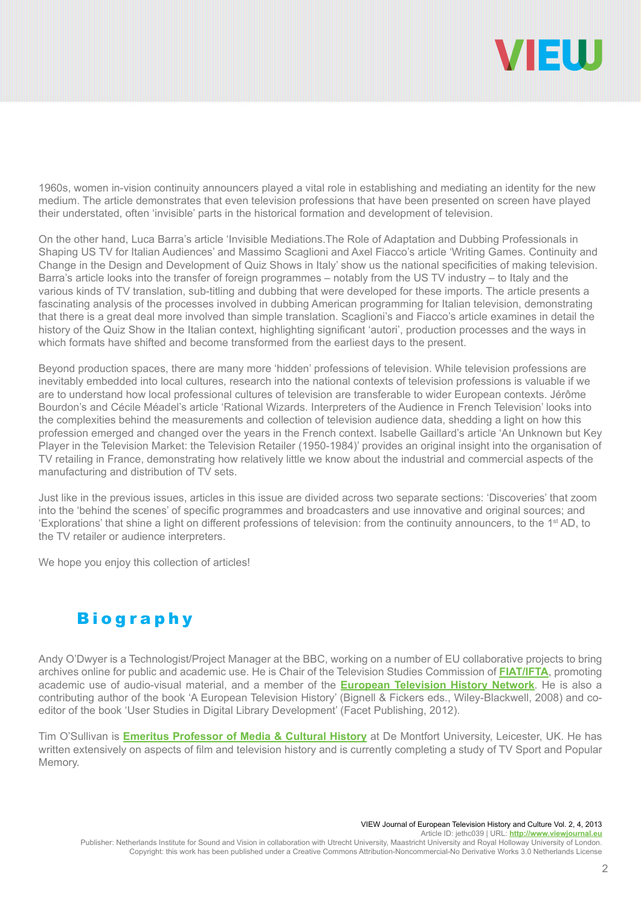1960s, women in-vision continuity announcers played a vital role in establishing and mediating an identity for the new medium. The article demonstrates that even television professions that have been presented on screen have played their understated, often 'invisible' parts in the historical formation and development of television.

On the other hand, Luca Barra's article 'Invisible Mediations.The Role of Adaptation and Dubbing Professionals in Shaping US TV for Italian Audiences' and Massimo Scaglioni and Axel Fiacco's article 'Writing Games. Continuity and Change in the Design and Development of Quiz Shows in Italy' show us the national specificities of making television. Barra's article looks into the transfer of foreign programmes – notably from the US TV industry – to Italy and the various kinds of TV translation, sub-titling and dubbing that were developed for these imports. The article presents a fascinating analysis of the processes involved in dubbing American programming for Italian television, demonstrating that there is a great deal more involved than simple translation. Scaglioni's and Fiacco's article examines in detail the history of the Quiz Show in the Italian context, highlighting significant 'autori', production processes and the ways in which formats have shifted and become transformed from the earliest days to the present.

Beyond production spaces, there are many more 'hidden' professions of television. While television professions are inevitably embedded into local cultures, research into the national contexts of television professions is valuable if we are to understand how local professional cultures of television are transferable to wider European contexts. Jérôme Bourdon's and Cécile Méadel's article 'Rational Wizards. Interpreters of the Audience in French Television' looks into the complexities behind the measurements and collection of television audience data, shedding a light on how this profession emerged and changed over the years in the French context. Isabelle Gaillard's article 'An Unknown but Key Player in the Television Market: the Television Retailer (1950-1984)' provides an original insight into the organisation of TV retailing in France, demonstrating how relatively little we know about the industrial and commercial aspects of the manufacturing and distribution of TV sets.

Just like in the previous issues, articles in this issue are divided across two separate sections: 'Discoveries' that zoom into the 'behind the scenes' of specific programmes and broadcasters and use innovative and original sources; and 'Explorations' that shine a light on different professions of television: from the continuity announcers, to the 1st AD, to the TV retailer or audience interpreters.

We hope you enjoy this collection of articles!

## Biography

Andy O'Dwyer is a Technologist/Project Manager at the BBC, working on a number of EU collaborative projects to bring archives online for public and academic use. He is Chair of the Television Studies Commission of **FIAT/IFTA**, promoting academic use of audio-visual material, and a member of the **European Television History Network**. He is also a contributing author of the book 'A European Television History' (Bignell & Fickers eds., Wiley-Blackwell, 2008) and co-editor of the book 'User Studies in Digital Library Development' (Facet Publishing, 2012).

Tim O'Sullivan is **Emeritus Professor of Media & Cultural History** at De Montfort University, Leicester, UK. He has written extensively on aspects of film and television history and is currently completing a study of TV Sport and Popular Memory.